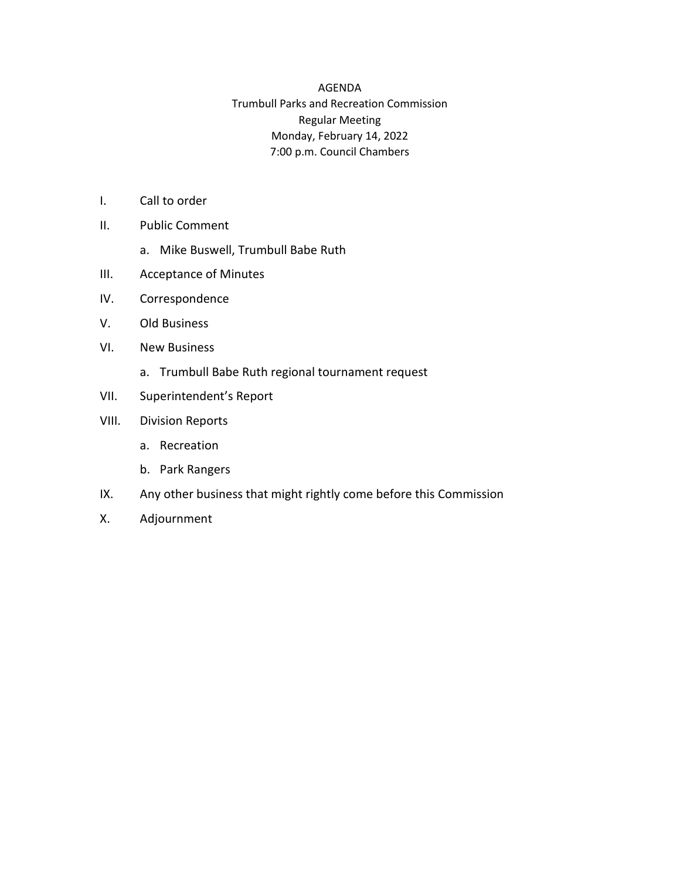# AGENDA

Trumbull Parks and Recreation Commission
Regular Meeting
Monday, February 14, 2022
7:00 p.m. Council Chambers

I. Call to order

II. Public Comment

   a. Mike Buswell, Trumbull Babe Ruth

III. Acceptance of Minutes

IV. Correspondence

V. Old Business

VI. New Business

   a. Trumbull Babe Ruth regional tournament request

VII. Superintendent's Report

VIII. Division Reports

   a. Recreation

   b. Park Rangers

IX. Any other business that might rightly come before this Commission

X. Adjournment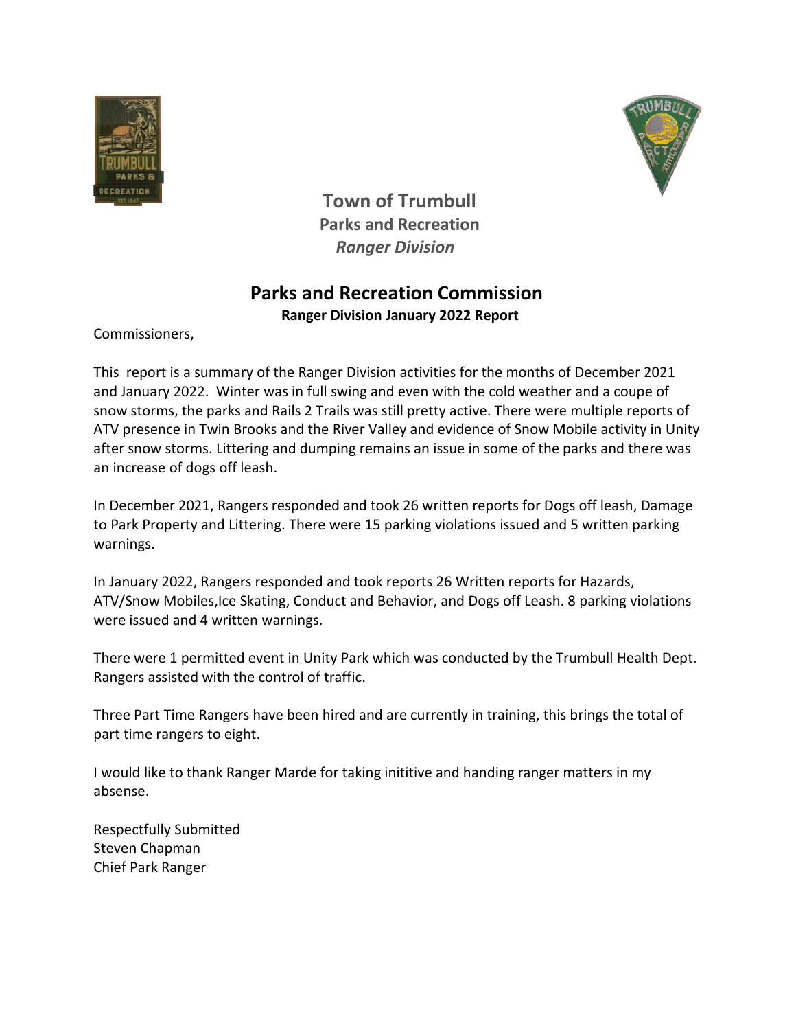# Town of Trumbull

## Parks and Recreation

### *Ranger Division*

## Parks and Recreation Commission

**Ranger Division January 2022 Report**

Commissioners,

This report is a summary of the Ranger Division activities for the months of December 2021 and January 2022. Winter was in full swing and even with the cold weather and a coupe of snow storms, the parks and Rails 2 Trails was still pretty active. There were multiple reports of ATV presence in Twin Brooks and the River Valley and evidence of Snow Mobile activity in Unity after snow storms. Littering and dumping remains an issue in some of the parks and there was an increase of dogs off leash.

In December 2021, Rangers responded and took 26 written reports for Dogs off leash, Damage to Park Property and Littering. There were 15 parking violations issued and 5 written parking warnings.

In January 2022, Rangers responded and took reports 26 Written reports for Hazards, ATV/Snow Mobiles,Ice Skating, Conduct and Behavior, and Dogs off Leash. 8 parking violations were issued and 4 written warnings.

There were 1 permitted event in Unity Park which was conducted by the Trumbull Health Dept. Rangers assisted with the control of traffic.

Three Part Time Rangers have been hired and are currently in training, this brings the total of part time rangers to eight.

I would like to thank Ranger Marde for taking inititive and handing ranger matters in my absense.

Respectfully Submitted
Steven Chapman
Chief Park Ranger